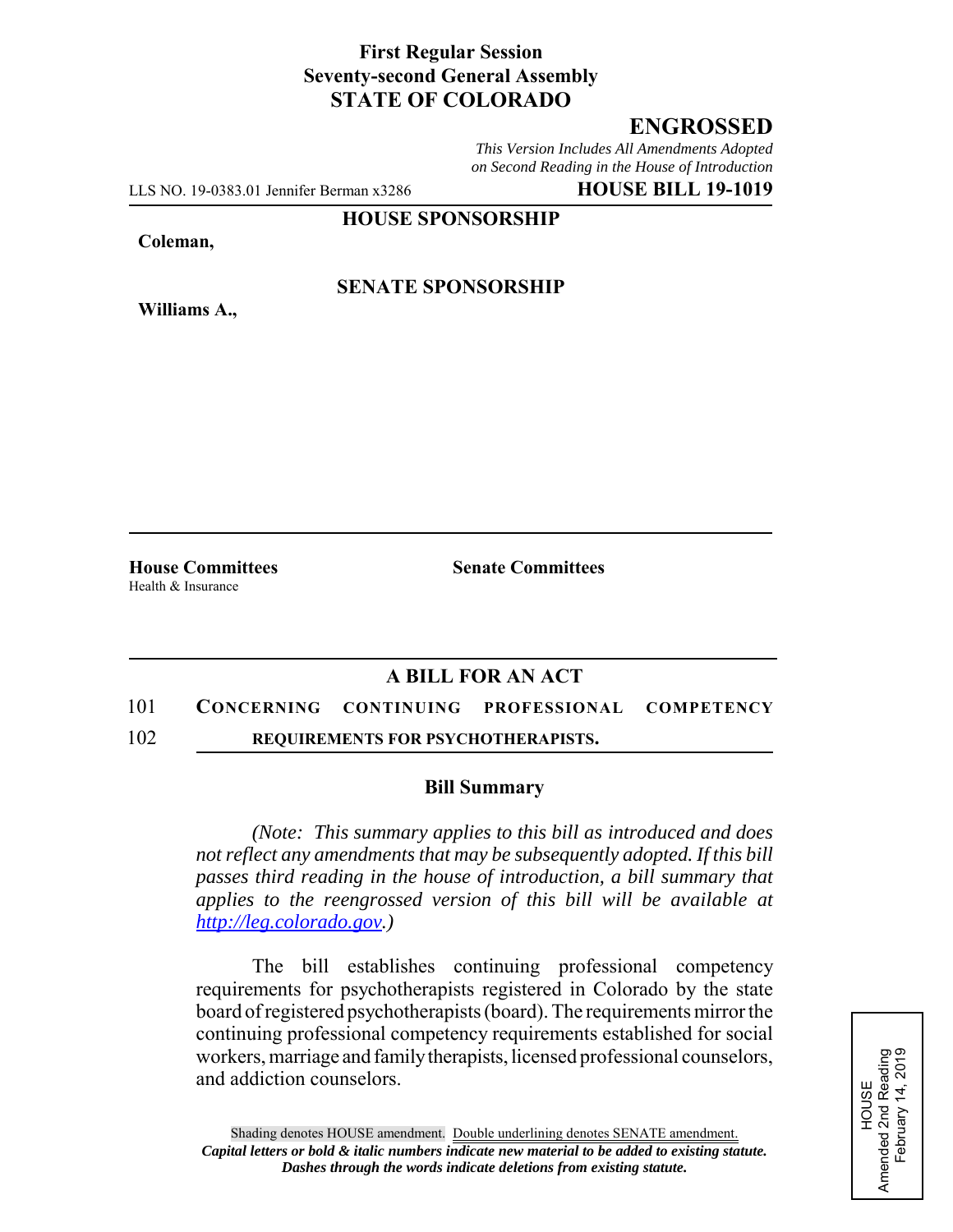**First Regular Session**
**Seventy-second General Assembly**
**STATE OF COLORADO**

# ENGROSSED

*This Version Includes All Amendments Adopted on Second Reading in the House of Introduction*

LLS NO. 19-0383.01 Jennifer Berman x3286 **HOUSE BILL 19-1019**

**HOUSE SPONSORSHIP**

**Coleman,**

**SENATE SPONSORSHIP**

**Williams A.,**

**House Committees**
Health & Insurance

**Senate Committees**

## A BILL FOR AN ACT

101 **CONCERNING CONTINUING PROFESSIONAL COMPETENCY**
102 **REQUIREMENTS FOR PSYCHOTHERAPISTS.**

### Bill Summary

*(Note: This summary applies to this bill as introduced and does not reflect any amendments that may be subsequently adopted. If this bill passes third reading in the house of introduction, a bill summary that applies to the reengrossed version of this bill will be available at http://leg.colorado.gov.)*

The bill establishes continuing professional competency requirements for psychotherapists registered in Colorado by the state board of registered psychotherapists (board). The requirements mirror the continuing professional competency requirements established for social workers, marriage and family therapists, licensed professional counselors, and addiction counselors.

HOUSE
Amended 2nd Reading
February 14, 2019

Shading denotes HOUSE amendment. Double underlining denotes SENATE amendment.
***Capital letters or bold & italic numbers indicate new material to be added to existing statute.***
***Dashes through the words indicate deletions from existing statute.***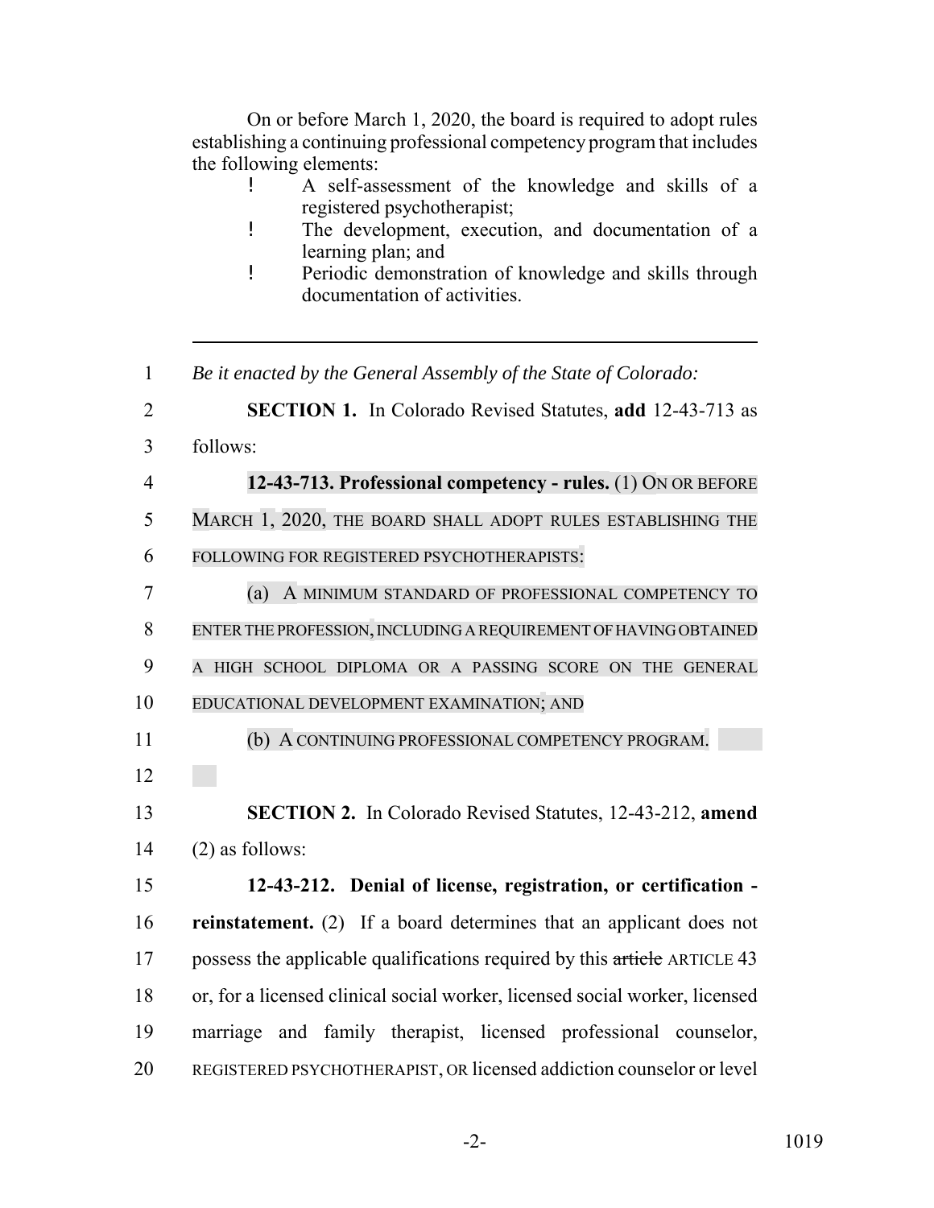On or before March 1, 2020, the board is required to adopt rules establishing a continuing professional competency program that includes the following elements:

- A self-assessment of the knowledge and skills of a registered psychotherapist;
- The development, execution, and documentation of a learning plan; and
- Periodic demonstration of knowledge and skills through documentation of activities.

---

1 *Be it enacted by the General Assembly of the State of Colorado:*

2 **SECTION 1.** In Colorado Revised Statutes, **add** 12-43-713 as
3 follows:

4 **12-43-713. Professional competency - rules.** (1) ON OR BEFORE
5 MARCH 1, 2020, THE BOARD SHALL ADOPT RULES ESTABLISHING THE
6 FOLLOWING FOR REGISTERED PSYCHOTHERAPISTS:

7 (a) A MINIMUM STANDARD OF PROFESSIONAL COMPETENCY TO
8 ENTER THE PROFESSION, INCLUDING A REQUIREMENT OF HAVING OBTAINED
9 A HIGH SCHOOL DIPLOMA OR A PASSING SCORE ON THE GENERAL
10 EDUCATIONAL DEVELOPMENT EXAMINATION; AND

11 (b) A CONTINUING PROFESSIONAL COMPETENCY PROGRAM.

12

13 **SECTION 2.** In Colorado Revised Statutes, 12-43-212, **amend**
14 (2) as follows:

15 **12-43-212. Denial of license, registration, or certification -**
16 **reinstatement.** (2) If a board determines that an applicant does not
17 possess the applicable qualifications required by this ~~article~~ ARTICLE 43
18 or, for a licensed clinical social worker, licensed social worker, licensed
19 marriage and family therapist, licensed professional counselor,
20 REGISTERED PSYCHOTHERAPIST, OR licensed addiction counselor or level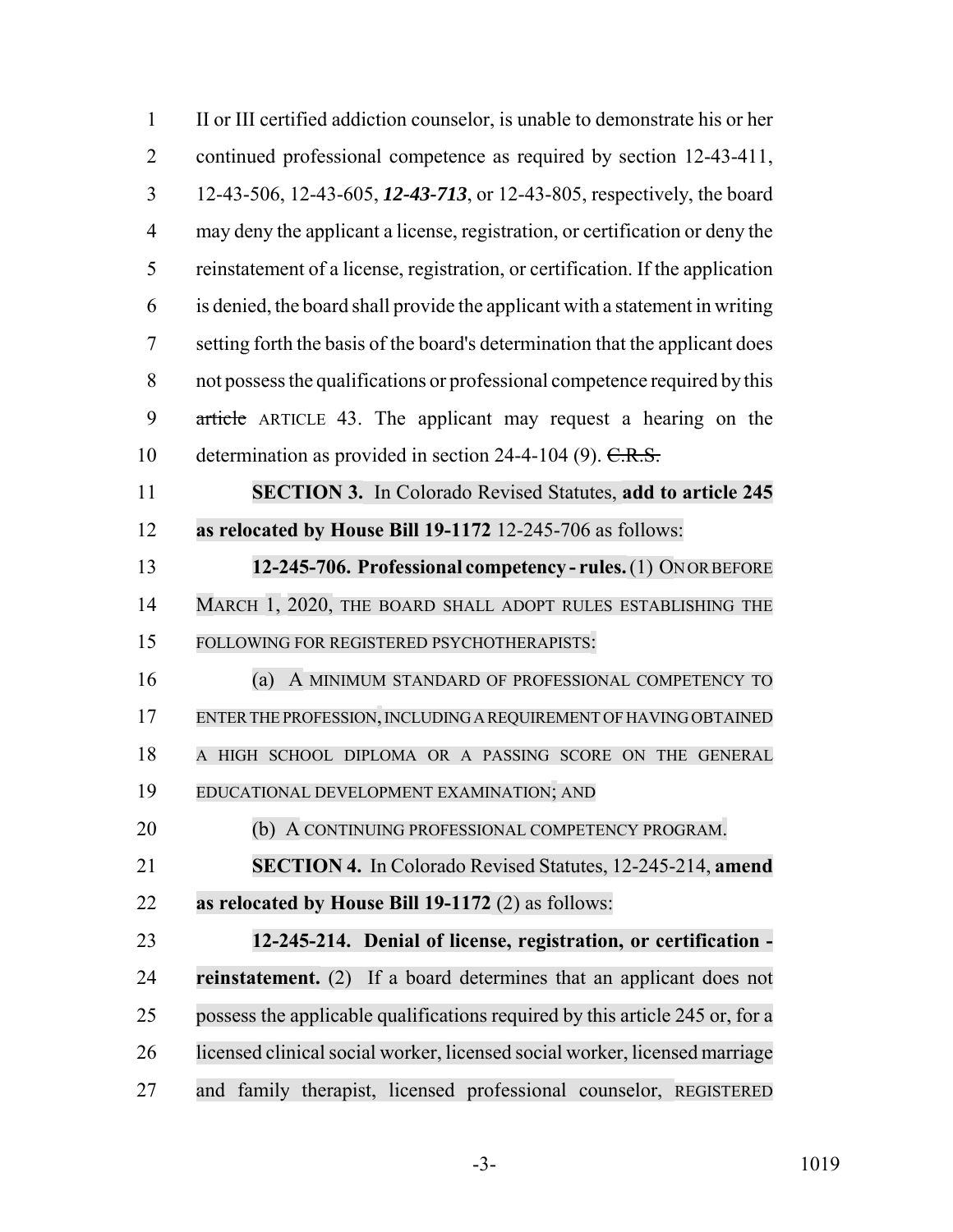II or III certified addiction counselor, is unable to demonstrate his or her continued professional competence as required by section 12-43-411, 12-43-506, 12-43-605, ***12-43-713***, or 12-43-805, respectively, the board may deny the applicant a license, registration, or certification or deny the reinstatement of a license, registration, or certification. If the application is denied, the board shall provide the applicant with a statement in writing setting forth the basis of the board's determination that the applicant does not possess the qualifications or professional competence required by this ~~article~~ ARTICLE 43. The applicant may request a hearing on the determination as provided in section 24-4-104 (9). ~~C.R.S.~~

**SECTION 3.** In Colorado Revised Statutes, **add to article 245 as relocated by House Bill 19-1172** 12-245-706 as follows:

**12-245-706. Professional competency - rules.** (1) ON OR BEFORE MARCH 1, 2020, THE BOARD SHALL ADOPT RULES ESTABLISHING THE FOLLOWING FOR REGISTERED PSYCHOTHERAPISTS:

(a) A MINIMUM STANDARD OF PROFESSIONAL COMPETENCY TO ENTER THE PROFESSION, INCLUDING A REQUIREMENT OF HAVING OBTAINED A HIGH SCHOOL DIPLOMA OR A PASSING SCORE ON THE GENERAL EDUCATIONAL DEVELOPMENT EXAMINATION; AND

(b) A CONTINUING PROFESSIONAL COMPETENCY PROGRAM.

**SECTION 4.** In Colorado Revised Statutes, 12-245-214, **amend as relocated by House Bill 19-1172** (2) as follows:

**12-245-214. Denial of license, registration, or certification - reinstatement.** (2) If a board determines that an applicant does not possess the applicable qualifications required by this article 245 or, for a licensed clinical social worker, licensed social worker, licensed marriage and family therapist, licensed professional counselor, REGISTERED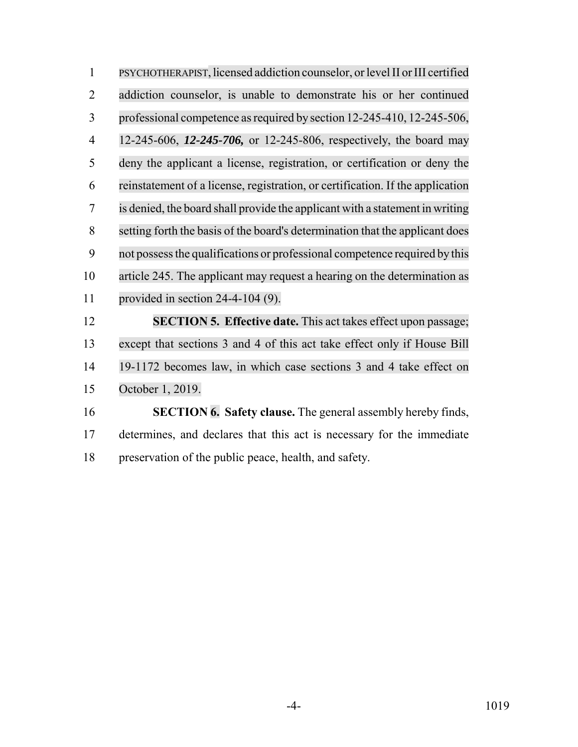PSYCHOTHERAPIST, licensed addiction counselor, or level II or III certified addiction counselor, is unable to demonstrate his or her continued professional competence as required by section 12-245-410, 12-245-506, 12-245-606, ***12-245-706,*** or 12-245-806, respectively, the board may deny the applicant a license, registration, or certification or deny the reinstatement of a license, registration, or certification. If the application is denied, the board shall provide the applicant with a statement in writing setting forth the basis of the board's determination that the applicant does not possess the qualifications or professional competence required by this article 245. The applicant may request a hearing on the determination as provided in section 24-4-104 (9).

**SECTION 5. Effective date.** This act takes effect upon passage; except that sections 3 and 4 of this act take effect only if House Bill 19-1172 becomes law, in which case sections 3 and 4 take effect on October 1, 2019.

**SECTION 6. Safety clause.** The general assembly hereby finds, determines, and declares that this act is necessary for the immediate preservation of the public peace, health, and safety.